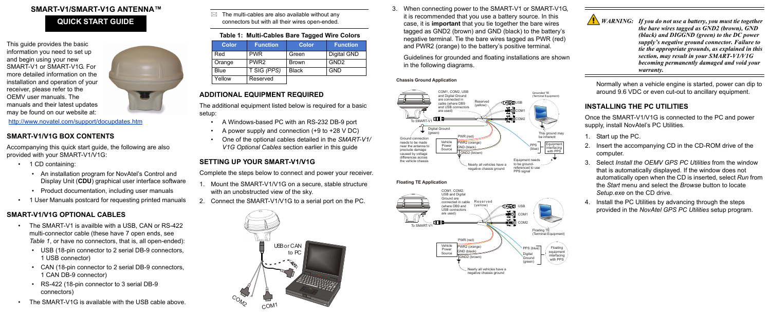# SMART-V1/SMART-V1G ANTENNA™

## QUICK START GUIDE

This guide provides the basic information you need to set up and begin using your new SMART-V1 or SMART-V1G. For more detailed information on the installation and operation of your receiver, please refer to the OEMV user manuals. The manuals and their latest updates may be found on our website at:

http://www.novatel.com/support/docupdates.htm

## SMART-V1/V1G BOX CONTENTS

Accompanying this quick start guide, the following are also provided with your SMART-V1/V1G:

- 1 CD containing:
  - An installation program for NovAtel's Control and Display Unit (**CDU**) graphical user interface software
  - Product documentation, including user manuals
- 1 User Manuals postcard for requesting printed manuals

## SMART-V1/V1G OPTIONAL CABLES

- The SMART-V1 is availble with a USB, CAN or RS-422 multi-connector cable (these have 7 open ends, see *Table 1*, or have no connectors, that is, all open-ended):
  - USB (18-pin connector to 2 serial DB-9 connectors, 1 USB connector)
  - CAN (18-pin connector to 2 serial DB-9 connectors, 1 CAN DB-9 connector)
  - RS-422 (18-pin connector to 3 serial DB-9 connectors)
- The SMART-V1G is available with the USB cable above.

The multi-cables are also available without any connectors but with all their wires open-ended.

**Table 1: Multi-Cables Bare Tagged Wire Colors**

| Color | Function | Color | Function |
|---|---|---|---|
| Red | PWR | Green | Digital GND |
| Orange | PWR2 | Brown | GND2 |
| Blue | T SIG *(PPS)* | Black | GND |
| Yellow | Reserved | | |

## ADDITIONAL EQUIPMENT REQUIRED

The additional equipment listed below is required for a basic setup:

- A Windows-based PC with an RS-232 DB-9 port
- A power supply and connection (+9 to +28 V DC)
- One of the optional cables detailed in the *SMART-V1/V1G Optional Cables* section earlier in this guide

## SETTING UP YOUR SMART-V1/V1G

Complete the steps below to connect and power your receiver.

1. Mount the SMART-V1/V1G on a secure, stable structure with an unobstructed view of the sky.
2. Connect the SMART-V1/V1G to a serial port on the PC.
3. When connecting power to the SMART-V1 or SMART-V1G, it is recommended that you use a battery source. In this case, it is **important** that you tie together the bare wires tagged as GND2 (brown) and GND (black) to the battery's negative terminal. Tie the bare wires tagged as PWR (red) and PWR2 (orange) to the battery's positive terminal.

   Guidelines for grounded and floating installations are shown in the following diagrams.

**Chassis Ground Application**

**Floating TE Application**

*WARNING: If you do not use a battery, you must tie together the bare wires tagged as GND2 (brown), GND (black) and DIGGND (green) to the DC power supply's negative ground connector. Failure to tie the appropriate grounds, as explained in this section, may result in your SMART-V1/V1G becoming permanently damaged and void your warranty.*

Normally when a vehicle engine is started, power can dip to around 9.6 VDC or even cut-out to ancillary equipment.

## INSTALLING THE PC UTILITIES

Once the SMART-V1/V1G is connected to the PC and power supply, install NovAtel's PC Utilities.

1. Start up the PC.
2. Insert the accompanying CD in the CD-ROM drive of the computer.
3. Select *Install the OEMV GPS PC Utilities* from the window that is automatically displayed. If the window does not automatically open when the CD is inserted, select *Run* from the *Start* menu and select the *Browse* button to locate *Setup.exe* on the CD drive.
4. Install the PC Utilities by advancing through the steps provided in the *NovAtel GPS PC Utilities* setup program.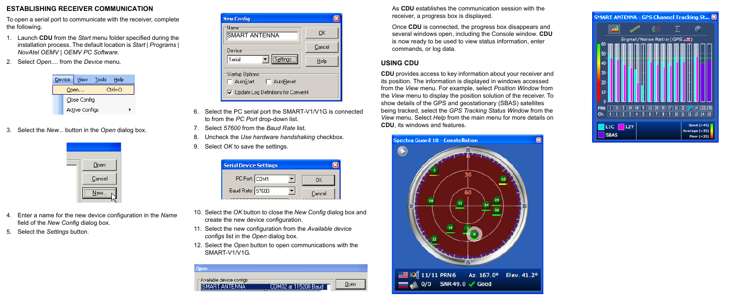## ESTABLISHING RECEIVER COMMUNICATION

To open a serial port to communicate with the receiver, complete the following.

1. Launch **CDU** from the *Start* menu folder specified during the installation process. The default location is *Start | Programs | NovAtel OEMV | OEMV PC Software*.
2. Select *Open....* from the *Device* menu.
3. Select the *New...* button in the *Open* dialog box.
4. Enter a name for the new device configuration in the *Name* field of the *New Config* dialog box.
5. Select the *Settings* button.
6. Select the PC serial port the SMART-V1/V1G is connected to from the *PC Port* drop-down list.
7. Select *57600* from the *Baud Rate* list.
8. Uncheck the *Use hardware handshaking* checkbox.
9. Select *OK* to save the settings.
10. Select the *OK* button to close the *New Config* dialog box and create the new device configuration.
11. Select the new configuration from the *Available device configs* list in the *Open* dialog box.
12. Select the *Open* button to open communications with the SMART-V1/V1G.

As **CDU** establishes the communication session with the receiver, a progress box is displayed.

Once **CDU** is connected, the progress box disappears and several windows open, including the Console window. **CDU** is now ready to be used to view status information, enter commands, or log data.

## USING CDU

**CDU** provides access to key information about your receiver and its position. The information is displayed in windows accessed from the *View* menu. For example, select *Position Window* from the *View* menu to display the position solution of the receiver. To show details of the GPS and geostationary (SBAS) satellites being tracked, select the *GPS Tracking Status Window* from the *View* menu. Select *Help* from the main menu for more details on **CDU**, its windows and features.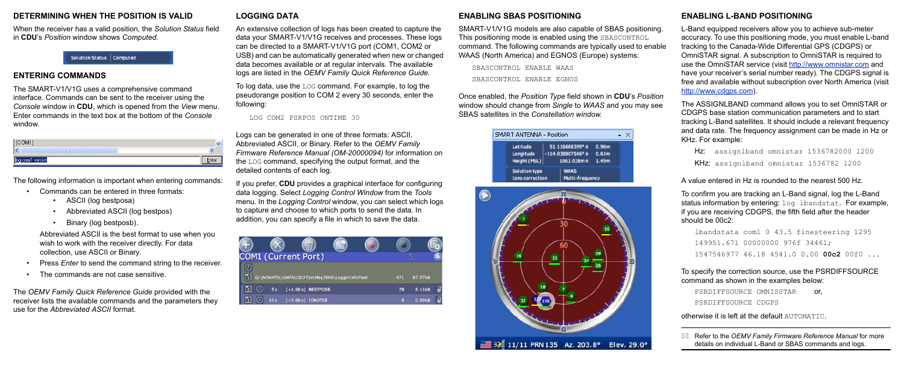## DETERMINING WHEN THE POSITION IS VALID

When the receiver has a valid position, the *Solution Status* field in **CDU**'s *Position* window shows *Computed*.

## ENTERING COMMANDS

The SMART-V1/V1G uses a comprehensive command interface. Commands can be sent to the receiver using the *Console* window in **CDU**, which is opened from the *View* menu. Enter commands in the text box at the bottom of the *Console* window.

The following information is important when entering commands:

- Commands can be entered in three formats:
  - ASCII (log bestposa)
  - Abbreviated ASCII (log bestpos)
  - Binary (log bestposb).

  Abbreviated ASCII is the best format to use when you wish to work with the receiver directly. For data collection, use ASCII or Binary.
- Press *Enter* to send the command string to the receiver.
- The commands are not case sensitive.

The *OEMV Family Quick Reference Guide* provided with the receiver lists the available commands and the parameters they use for the *Abbreviated ASCII* format.

## LOGGING DATA

An extensive collection of logs has been created to capture the data your SMART-V1/V1G receives and processes. These logs can be directed to a SMART-V1/V1G port (COM1, COM2 or USB) and can be automatically generated when new or changed data becomes available or at regular intervals. The available logs are listed in the *OEMV Family Quick Reference Guide*.

To log data, use the `LOG` command. For example, to log the pseudorange position to COM 2 every 30 seconds, enter the following:

```
LOG COM2 PSRPOS ONTIME 30
```

Logs can be generated in one of three formats: ASCII, Abbreviated ASCII, or Binary. Refer to the *OEMV Family Firmware Reference Manual (OM-20000094)* for information on the `LOG` command, specifying the output format, and the detailed contents of each log.

If you prefer, **CDU** provides a graphical interface for configuring data logging. Select *Logging Control Window* from the *Tools* menu. In the *Logging Control* window, you can select which logs to capture and choose to which ports to send the data. In addition, you can specify a file in which to save the data.

## ENABLING SBAS POSITIONING

SMART-V1/V1G models are also capable of SBAS positioning. This positioning mode is enabled using the `SBASCONTROL` command. The following commands are typically used to enable WAAS (North America) and EGNOS (Europe) systems:

```
SBASCONTROL ENABLE WAAS
SBASCONTROL ENABLE EGNOS
```

Once enabled, the *Position Type* field shown in **CDU**'s *Position* window should change from *Single* to *WAAS* and you may see SBAS satellites in the *Constellation window*.

## ENABLING L-BAND POSITIONING

L-Band equipped receivers allow you to achieve sub-meter accuracy. To use this positioning mode, you must enable L-band tracking to the Canada-Wide Differential GPS (CDGPS) or OmniSTAR signal. A subscription to OmniSTAR is required to use the OmniSTAR service (visit http://www.omnistar.com and have your receiver's serial number ready). The CDGPS signal is free and available without subscription over North America (visit http://www.cdgps.com).

The ASSIGNLBAND command allows you to set OmniSTAR or CDGPS base station communication parameters and to start tracking L-Band satellites. It should include a relevant frequency and data rate. The frequency assignment can be made in Hz or KHz. For example:

Hz: `assignlband omnistar 1536782000 1200`

KHz: `assignlband omnistar 1536782 1200`

A value entered in Hz is rounded to the nearest 500 Hz.

To confirm you are tracking an L-Band signal, log the L-Band status information by entering: `log lbandstat`. For example, if you are receiving CDGPS, the fifth field after the header should be 00c2:

```
lbandstata com1 0 43.5 finesteering 1295
149951.671 00000000 976f 34461;
1547546977 46.18 4541.0 0.00 00c2 00f0 ...
```

To specify the correction source, use the PSRDIFFSOURCE command as shown in the examples below:

```
PSRDIFFSOURCE OMNISSTAR      or,
PSRDIFFSOURCE CDGPS
```

otherwise it is left at the default `AUTOMATIC`.

Refer to the *OEMV Family Firmware Reference Manual* for more details on individual L-Band or SBAS commands and logs.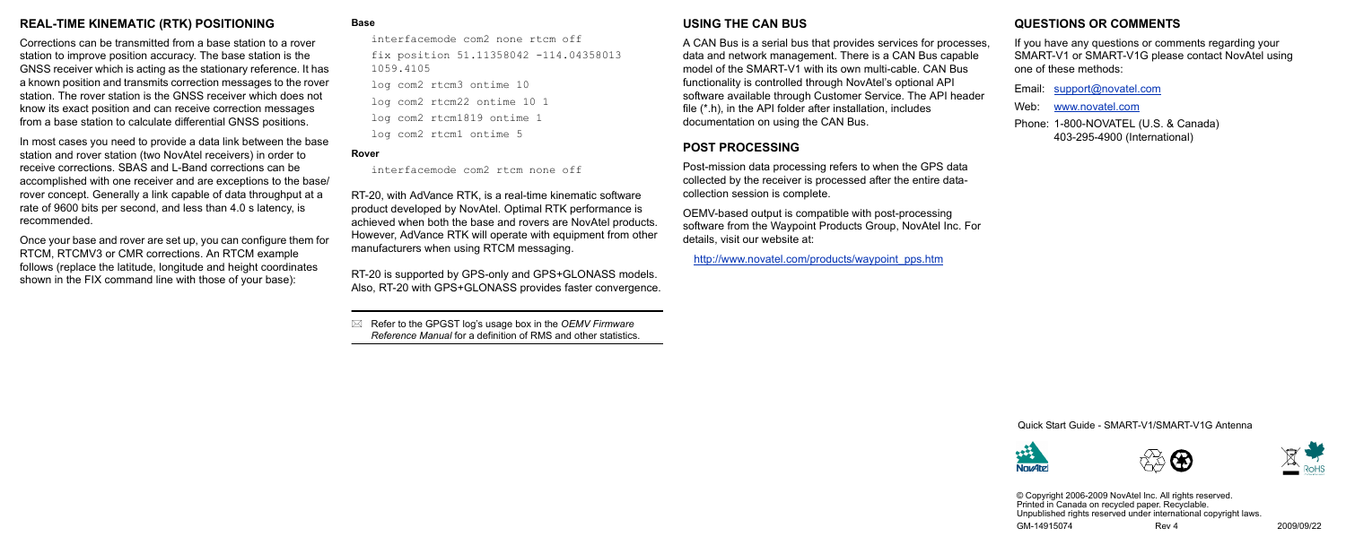## REAL-TIME KINEMATIC (RTK) POSITIONING

Corrections can be transmitted from a base station to a rover station to improve position accuracy. The base station is the GNSS receiver which is acting as the stationary reference. It has a known position and transmits correction messages to the rover station. The rover station is the GNSS receiver which does not know its exact position and can receive correction messages from a base station to calculate differential GNSS positions.

In most cases you need to provide a data link between the base station and rover station (two NovAtel receivers) in order to receive corrections. SBAS and L-Band corrections can be accomplished with one receiver and are exceptions to the base/ rover concept. Generally a link capable of data throughput at a rate of 9600 bits per second, and less than 4.0 s latency, is recommended.

Once your base and rover are set up, you can configure them for RTCM, RTCMV3 or CMR corrections. An RTCM example follows (replace the latitude, longitude and height coordinates shown in the FIX command line with those of your base):

**Base**

```
interfacemode com2 none rtcm off
fix position 51.11358042 -114.04358013 1059.4105
log com2 rtcm3 ontime 10
log com2 rtcm22 ontime 10 1
log com2 rtcm1819 ontime 1
log com2 rtcm1 ontime 5
```

**Rover**

```
interfacemode com2 rtcm none off
```

RT-20, with AdVance RTK, is a real-time kinematic software product developed by NovAtel. Optimal RTK performance is achieved when both the base and rovers are NovAtel products. However, AdVance RTK will operate with equipment from other manufacturers when using RTCM messaging.

RT-20 is supported by GPS-only and GPS+GLONASS models. Also, RT-20 with GPS+GLONASS provides faster convergence.

Refer to the GPGST log's usage box in the *OEMV Firmware Reference Manual* for a definition of RMS and other statistics.

## USING THE CAN BUS

A CAN Bus is a serial bus that provides services for processes, data and network management. There is a CAN Bus capable model of the SMART-V1 with its own multi-cable. CAN Bus functionality is controlled through NovAtel's optional API software available through Customer Service. The API header file (*.h), in the API folder after installation, includes documentation on using the CAN Bus.

## POST PROCESSING

Post-mission data processing refers to when the GPS data collected by the receiver is processed after the entire data-collection session is complete.

OEMV-based output is compatible with post-processing software from the Waypoint Products Group, NovAtel Inc. For details, visit our website at:

http://www.novatel.com/products/waypoint_pps.htm

## QUESTIONS OR COMMENTS

If you have any questions or comments regarding your SMART-V1 or SMART-V1G please contact NovAtel using one of these methods:

Email: support@novatel.com

Web: www.novatel.com

Phone: 1-800-NOVATEL (U.S. & Canada)
403-295-4900 (International)

Quick Start Guide - SMART-V1/SMART-V1G Antenna

© Copyright 2006-2009 NovAtel Inc. All rights reserved.
Printed in Canada on recycled paper. Recyclable.
Unpublished rights reserved under international copyright laws.

GM-14915074 Rev 4 2009/09/22